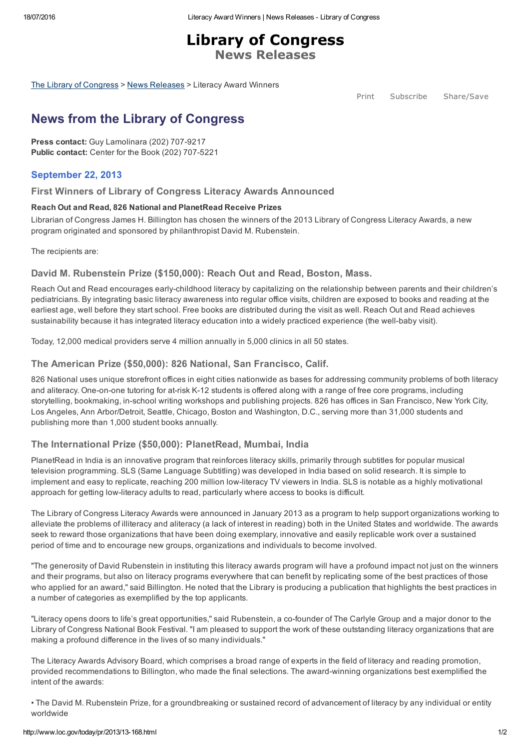# Library of Congress

## News Releases

The Library of Congress > News Releases > Literacy Award Winners

Print Subscribe Share/Save

## News from the Library of Congress

**Press contact:** Guy Lamolinara (202) 707-9217
**Public contact:** Center for the Book (202) 707-5221

### September 22, 2013

### First Winners of Library of Congress Literacy Awards Announced

**Reach Out and Read, 826 National and PlanetRead Receive Prizes**

Librarian of Congress James H. Billington has chosen the winners of the 2013 Library of Congress Literacy Awards, a new program originated and sponsored by philanthropist David M. Rubenstein.

The recipients are:

### David M. Rubenstein Prize ($150,000): Reach Out and Read, Boston, Mass.

Reach Out and Read encourages early-childhood literacy by capitalizing on the relationship between parents and their children's pediatricians. By integrating basic literacy awareness into regular office visits, children are exposed to books and reading at the earliest age, well before they start school. Free books are distributed during the visit as well. Reach Out and Read achieves sustainability because it has integrated literacy education into a widely practiced experience (the well-baby visit).

Today, 12,000 medical providers serve 4 million annually in 5,000 clinics in all 50 states.

### The American Prize ($50,000): 826 National, San Francisco, Calif.

826 National uses unique storefront offices in eight cities nationwide as bases for addressing community problems of both literacy and aliteracy. One-on-one tutoring for at-risk K-12 students is offered along with a range of free core programs, including storytelling, bookmaking, in-school writing workshops and publishing projects. 826 has offices in San Francisco, New York City, Los Angeles, Ann Arbor/Detroit, Seattle, Chicago, Boston and Washington, D.C., serving more than 31,000 students and publishing more than 1,000 student books annually.

### The International Prize ($50,000): PlanetRead, Mumbai, India

PlanetRead in India is an innovative program that reinforces literacy skills, primarily through subtitles for popular musical television programming. SLS (Same Language Subtitling) was developed in India based on solid research. It is simple to implement and easy to replicate, reaching 200 million low-literacy TV viewers in India. SLS is notable as a highly motivational approach for getting low-literacy adults to read, particularly where access to books is difficult.

The Library of Congress Literacy Awards were announced in January 2013 as a program to help support organizations working to alleviate the problems of illiteracy and aliteracy (a lack of interest in reading) both in the United States and worldwide. The awards seek to reward those organizations that have been doing exemplary, innovative and easily replicable work over a sustained period of time and to encourage new groups, organizations and individuals to become involved.

"The generosity of David Rubenstein in instituting this literacy awards program will have a profound impact not just on the winners and their programs, but also on literacy programs everywhere that can benefit by replicating some of the best practices of those who applied for an award," said Billington. He noted that the Library is producing a publication that highlights the best practices in a number of categories as exemplified by the top applicants.

"Literacy opens doors to life's great opportunities," said Rubenstein, a co-founder of The Carlyle Group and a major donor to the Library of Congress National Book Festival. "I am pleased to support the work of these outstanding literacy organizations that are making a profound difference in the lives of so many individuals."

The Literacy Awards Advisory Board, which comprises a broad range of experts in the field of literacy and reading promotion, provided recommendations to Billington, who made the final selections. The award-winning organizations best exemplified the intent of the awards:

- The David M. Rubenstein Prize, for a groundbreaking or sustained record of advancement of literacy by any individual or entity worldwide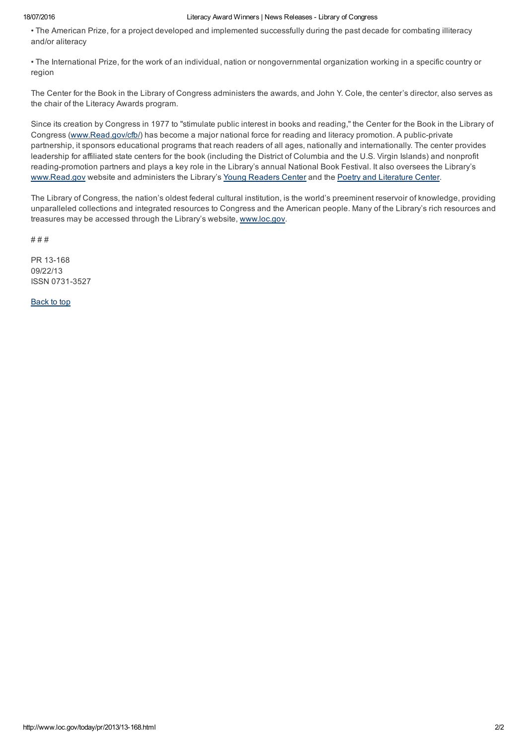• The American Prize, for a project developed and implemented successfully during the past decade for combating illiteracy and/or aliteracy

• The International Prize, for the work of an individual, nation or nongovernmental organization working in a specific country or region

The Center for the Book in the Library of Congress administers the awards, and John Y. Cole, the center's director, also serves as the chair of the Literacy Awards program.

Since its creation by Congress in 1977 to "stimulate public interest in books and reading," the Center for the Book in the Library of Congress (www.Read.gov/cfb/) has become a major national force for reading and literacy promotion. A public-private partnership, it sponsors educational programs that reach readers of all ages, nationally and internationally. The center provides leadership for affiliated state centers for the book (including the District of Columbia and the U.S. Virgin Islands) and nonprofit reading-promotion partners and plays a key role in the Library's annual National Book Festival. It also oversees the Library's www.Read.gov website and administers the Library's Young Readers Center and the Poetry and Literature Center.

The Library of Congress, the nation's oldest federal cultural institution, is the world's preeminent reservoir of knowledge, providing unparalleled collections and integrated resources to Congress and the American people. Many of the Library's rich resources and treasures may be accessed through the Library's website, www.loc.gov.

# # #

PR 13-168
09/22/13
ISSN 0731-3527

Back to top